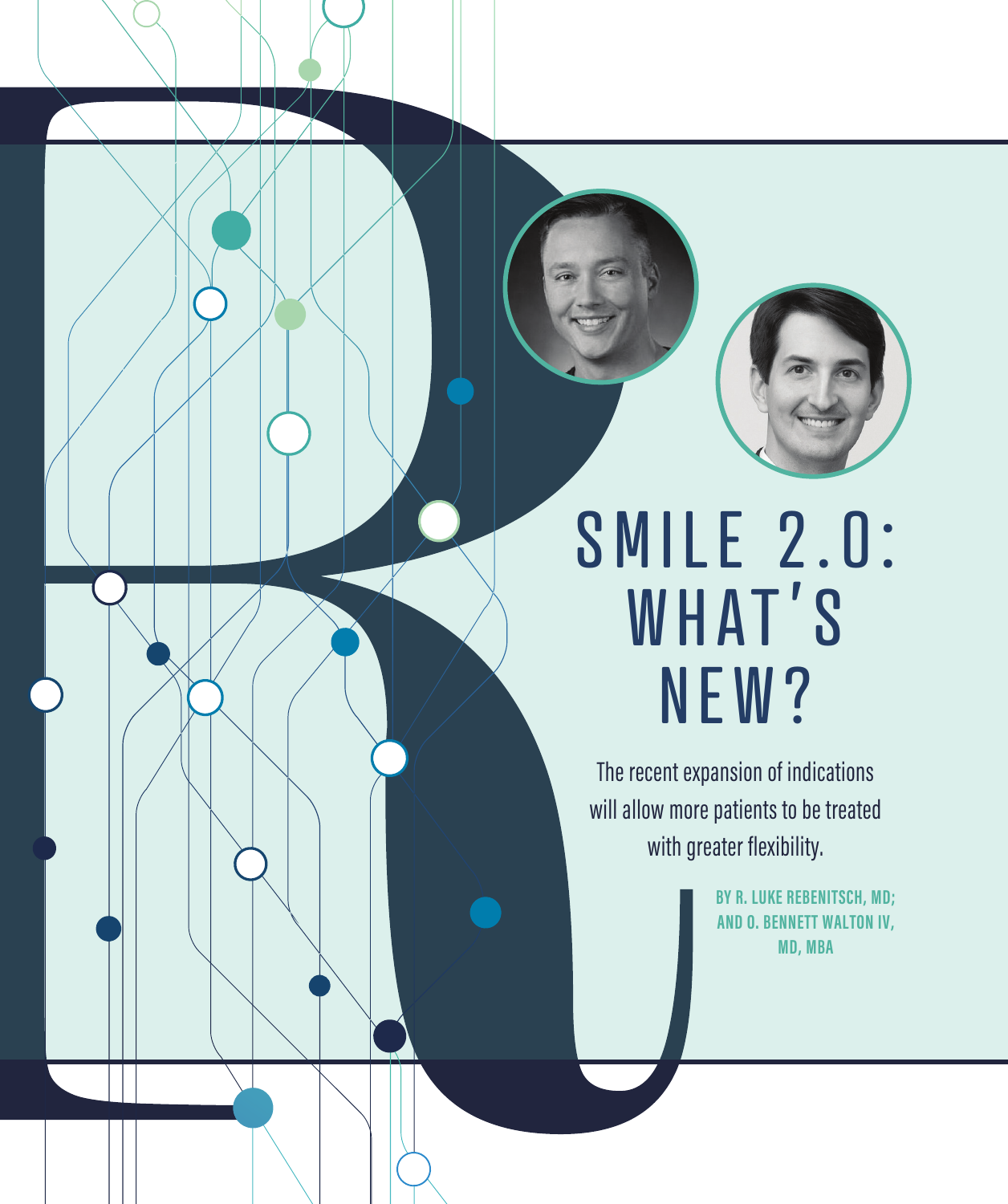# SMILE 2.0: WHAT'S NEW?

The recent expansion of indications will allow more patients to be treated with greater flexibility.

**BY R. LUKE REBENITSCH, MD; AND O. BENNETT WALTON IV, MD, MBA**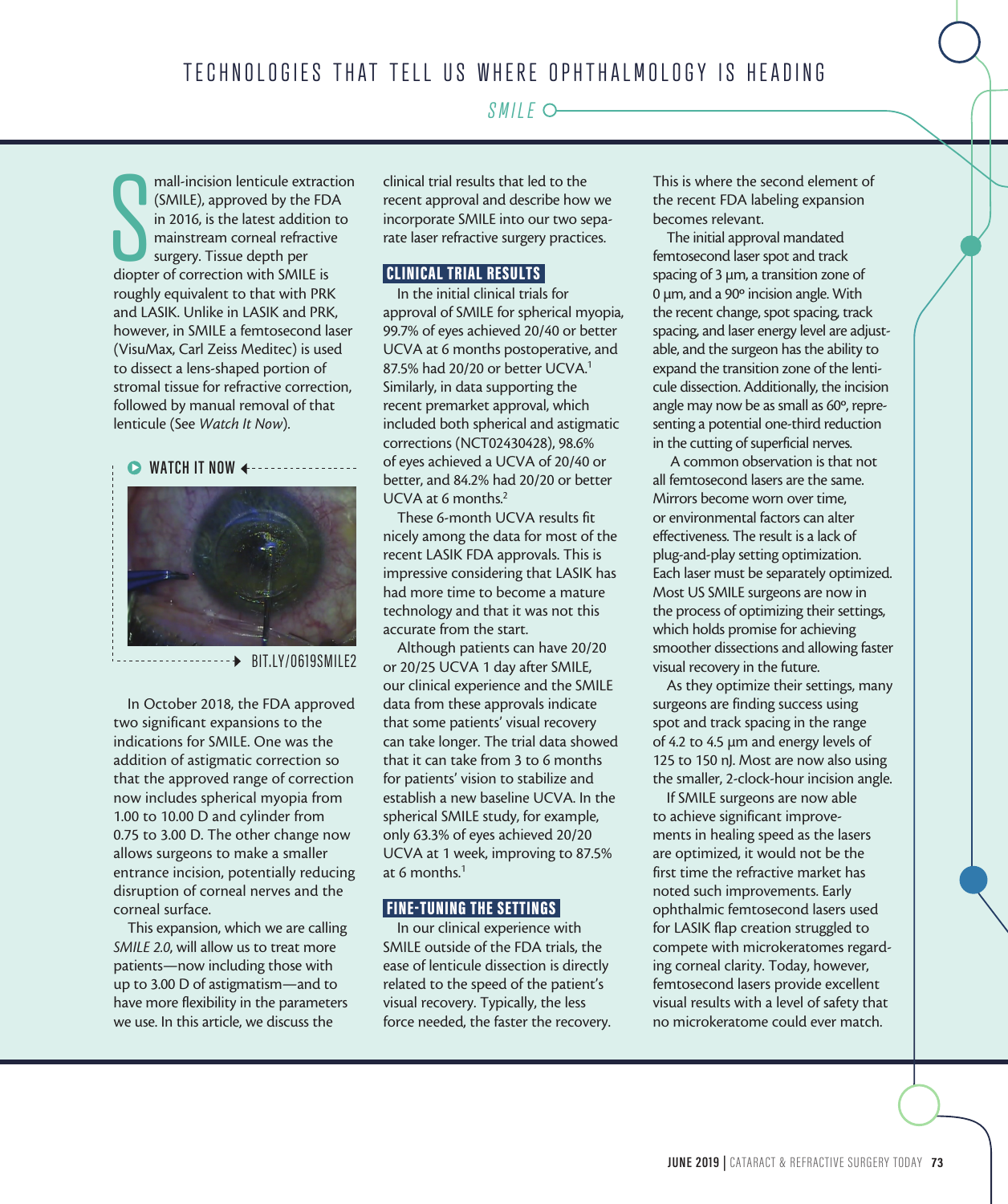## SMILE

Small-incision lenticule extraction (SMILE), approved by the FDA in 2016, is the latest addition to mainstream corneal refractive surgery. Tissue depth per diopter of correction with SMILE is roughly equivalent to that with PRK and LASIK. Unlike in LASIK and PRK, however, in SMILE a femtosecond laser (VisuMax, Carl Zeiss Meditec) is used to dissect a lens-shaped portion of stromal tissue for refractive correction, followed by manual removal of that lenticule (See *Watch It Now*).

**WATCH IT NOW**

BIT.LY/0619SMILE2

In October 2018, the FDA approved two significant expansions to the indications for SMILE. One was the addition of astigmatic correction so that the approved range of correction now includes spherical myopia from 1.00 to 10.00 D and cylinder from 0.75 to 3.00 D. The other change now allows surgeons to make a smaller entrance incision, potentially reducing disruption of corneal nerves and the corneal surface.

This expansion, which we are calling *SMILE 2.0*, will allow us to treat more patients—now including those with up to 3.00 D of astigmatism—and to have more flexibility in the parameters we use. In this article, we discuss the clinical trial results that led to the recent approval and describe how we incorporate SMILE into our two separate laser refractive surgery practices.

### CLINICAL TRIAL RESULTS

In the initial clinical trials for approval of SMILE for spherical myopia, 99.7% of eyes achieved 20/40 or better UCVA at 6 months postoperative, and 87.5% had 20/20 or better UCVA.[1] Similarly, in data supporting the recent premarket approval, which included both spherical and astigmatic corrections (NCT02430428), 98.6% of eyes achieved a UCVA of 20/40 or better, and 84.2% had 20/20 or better UCVA at 6 months.[2]

These 6-month UCVA results fit nicely among the data for most of the recent LASIK FDA approvals. This is impressive considering that LASIK has had more time to become a mature technology and that it was not this accurate from the start.

Although patients can have 20/20 or 20/25 UCVA 1 day after SMILE, our clinical experience and the SMILE data from these approvals indicate that some patients' visual recovery can take longer. The trial data showed that it can take from 3 to 6 months for patients' vision to stabilize and establish a new baseline UCVA. In the spherical SMILE study, for example, only 63.3% of eyes achieved 20/20 UCVA at 1 week, improving to 87.5% at 6 months.[1]

### FINE-TUNING THE SETTINGS

In our clinical experience with SMILE outside of the FDA trials, the ease of lenticule dissection is directly related to the speed of the patient's visual recovery. Typically, the less force needed, the faster the recovery. This is where the second element of the recent FDA labeling expansion becomes relevant.

The initial approval mandated femtosecond laser spot and track spacing of 3 µm, a transition zone of 0 µm, and a 90º incision angle. With the recent change, spot spacing, track spacing, and laser energy level are adjustable, and the surgeon has the ability to expand the transition zone of the lenticule dissection. Additionally, the incision angle may now be as small as 60º, representing a potential one-third reduction in the cutting of superficial nerves.

A common observation is that not all femtosecond lasers are the same. Mirrors become worn over time, or environmental factors can alter effectiveness. The result is a lack of plug-and-play setting optimization. Each laser must be separately optimized. Most US SMILE surgeons are now in the process of optimizing their settings, which holds promise for achieving smoother dissections and allowing faster visual recovery in the future.

As they optimize their settings, many surgeons are finding success using spot and track spacing in the range of 4.2 to 4.5 µm and energy levels of 125 to 150 nJ. Most are now also using the smaller, 2-clock-hour incision angle.

If SMILE surgeons are now able to achieve significant improvements in healing speed as the lasers are optimized, it would not be the first time the refractive market has noted such improvements. Early ophthalmic femtosecond lasers used for LASIK flap creation struggled to compete with microkeratomes regarding corneal clarity. Today, however, femtosecond lasers provide excellent visual results with a level of safety that no microkeratome could ever match.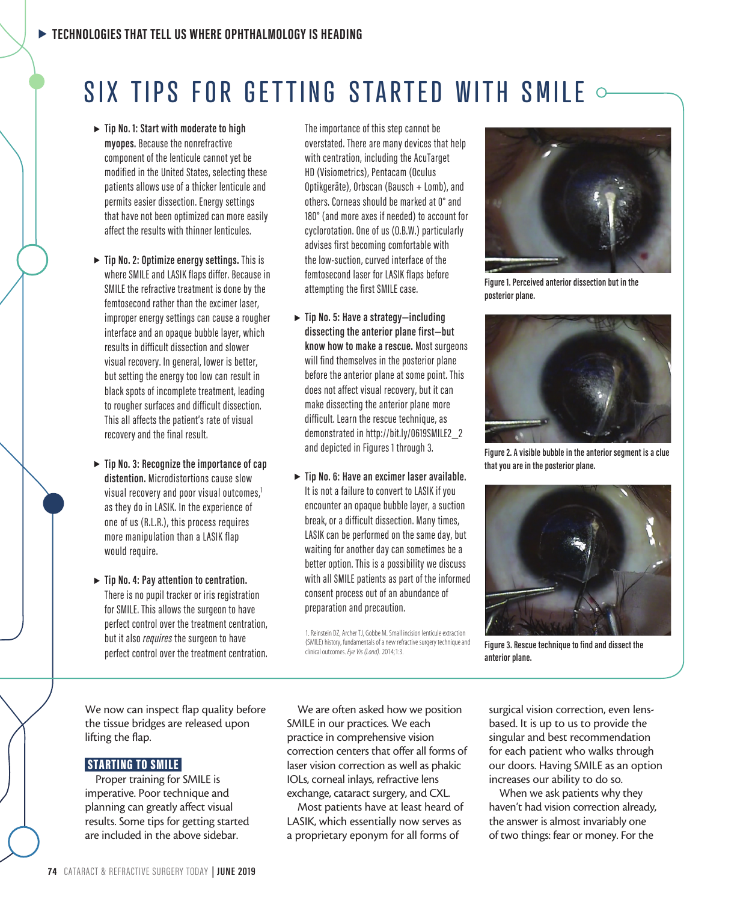# SIX TIPS FOR GETTING STARTED WITH SMILE

- **Tip No. 1: Start with moderate to high myopes.** Because the nonrefractive component of the lenticule cannot yet be modified in the United States, selecting these patients allows use of a thicker lenticule and permits easier dissection. Energy settings that have not been optimized can more easily affect the results with thinner lenticules.

- **Tip No. 2: Optimize energy settings.** This is where SMILE and LASIK flaps differ. Because in SMILE the refractive treatment is done by the femtosecond rather than the excimer laser, improper energy settings can cause a rougher interface and an opaque bubble layer, which results in difficult dissection and slower visual recovery. In general, lower is better, but setting the energy too low can result in black spots of incomplete treatment, leading to rougher surfaces and difficult dissection. This all affects the patient's rate of visual recovery and the final result.

- **Tip No. 3: Recognize the importance of cap distention.** Microdistortions cause slow visual recovery and poor visual outcomes,[1] as they do in LASIK. In the experience of one of us (R.L.R.), this process requires more manipulation than a LASIK flap would require.

- **Tip No. 4: Pay attention to centration.** There is no pupil tracker or iris registration for SMILE. This allows the surgeon to have perfect control over the treatment centration, but it also *requires* the surgeon to have perfect control over the treatment centration. The importance of this step cannot be overstated. There are many devices that help with centration, including the AcuTarget HD (Visiometrics), Pentacam (Oculus Optikgeräte), Orbscan (Bausch + Lomb), and others. Corneas should be marked at 0° and 180° (and more axes if needed) to account for cyclorotation. One of us (O.B.W.) particularly advises first becoming comfortable with the low-suction, curved interface of the femtosecond laser for LASIK flaps before attempting the first SMILE case.

- **Tip No. 5: Have a strategy—including dissecting the anterior plane first—but know how to make a rescue.** Most surgeons will find themselves in the posterior plane before the anterior plane at some point. This does not affect visual recovery, but it can make dissecting the anterior plane more difficult. Learn the rescue technique, as demonstrated in http://bit.ly/0619SMILE2_2 and depicted in Figures 1 through 3.

- **Tip No. 6: Have an excimer laser available.** It is not a failure to convert to LASIK if you encounter an opaque bubble layer, a suction break, or a difficult dissection. Many times, LASIK can be performed on the same day, but waiting for another day can sometimes be a better option. This is a possibility we discuss with all SMILE patients as part of the informed consent process out of an abundance of preparation and precaution.

1. Reinstein DZ, Archer TJ, Gobbe M. Small incision lenticule extraction (SMILE) history, fundamentals of a new refractive surgery technique and clinical outcomes. *Eye Vis (Lond).* 2014;1:3.

Figure 1. Perceived anterior dissection but in the posterior plane.

Figure 2. A visible bubble in the anterior segment is a clue that you are in the posterior plane.

Figure 3. Rescue technique to find and dissect the anterior plane.

We now can inspect flap quality before the tissue bridges are released upon lifting the flap.

## STARTING TO SMILE

Proper training for SMILE is imperative. Poor technique and planning can greatly affect visual results. Some tips for getting started are included in the above sidebar.

We are often asked how we position SMILE in our practices. We each practice in comprehensive vision correction centers that offer all forms of laser vision correction as well as phakic IOLs, corneal inlays, refractive lens exchange, cataract surgery, and CXL.

Most patients have at least heard of LASIK, which essentially now serves as a proprietary eponym for all forms of surgical vision correction, even lens-based. It is up to us to provide the singular and best recommendation for each patient who walks through our doors. Having SMILE as an option increases our ability to do so.

When we ask patients why they haven't had vision correction already, the answer is almost invariably one of two things: fear or money. For the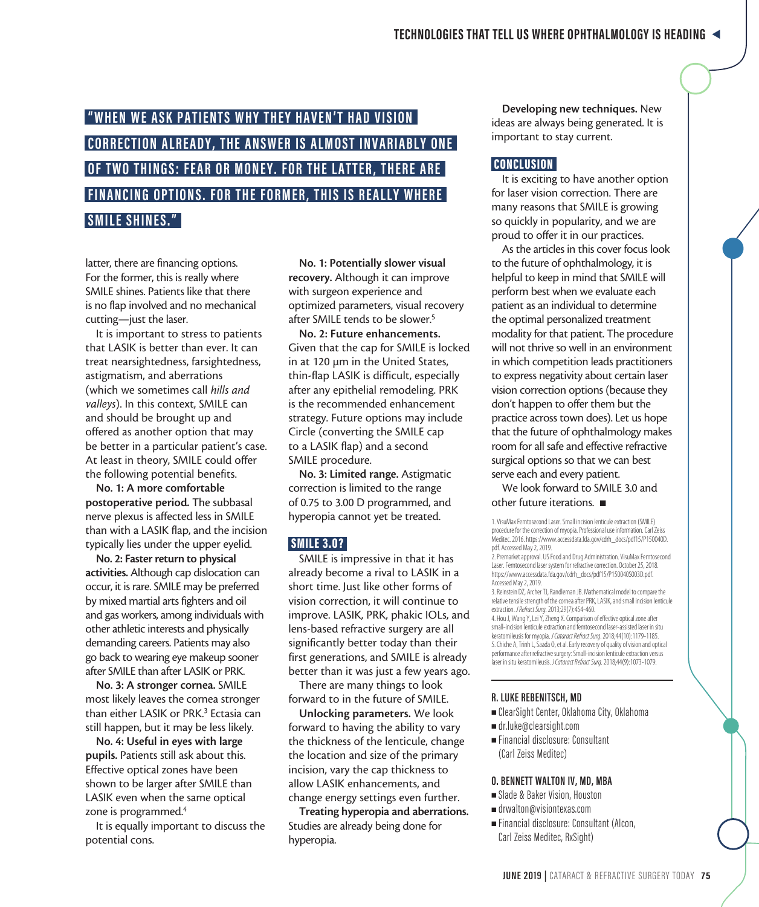**"WHEN WE ASK PATIENTS WHY THEY HAVEN'T HAD VISION CORRECTION ALREADY, THE ANSWER IS ALMOST INVARIABLY ONE OF TWO THINGS: FEAR OR MONEY. FOR THE LATTER, THERE ARE FINANCING OPTIONS. FOR THE FORMER, THIS IS REALLY WHERE SMILE SHINES."**

latter, there are financing options. For the former, this is really where SMILE shines. Patients like that there is no flap involved and no mechanical cutting—just the laser.

It is important to stress to patients that LASIK is better than ever. It can treat nearsightedness, farsightedness, astigmatism, and aberrations (which we sometimes call *hills and valleys*). In this context, SMILE can and should be brought up and offered as another option that may be better in a particular patient's case. At least in theory, SMILE could offer the following potential benefits.

**No. 1: A more comfortable postoperative period.** The subbasal nerve plexus is affected less in SMILE than with a LASIK flap, and the incision typically lies under the upper eyelid.

**No. 2: Faster return to physical activities.** Although cap dislocation can occur, it is rare. SMILE may be preferred by mixed martial arts fighters and oil and gas workers, among individuals with other athletic interests and physically demanding careers. Patients may also go back to wearing eye makeup sooner after SMILE than after LASIK or PRK.

**No. 3: A stronger cornea.** SMILE most likely leaves the cornea stronger than either LASIK or PRK.[3] Ectasia can still happen, but it may be less likely.

**No. 4: Useful in eyes with large pupils.** Patients still ask about this. Effective optical zones have been shown to be larger after SMILE than LASIK even when the same optical zone is programmed.[4]

It is equally important to discuss the potential cons.

**No. 1: Potentially slower visual recovery.** Although it can improve with surgeon experience and optimized parameters, visual recovery after SMILE tends to be slower.[5]

**No. 2: Future enhancements.** Given that the cap for SMILE is locked in at 120 µm in the United States, thin-flap LASIK is difficult, especially after any epithelial remodeling. PRK is the recommended enhancement strategy. Future options may include Circle (converting the SMILE cap to a LASIK flap) and a second SMILE procedure.

**No. 3: Limited range.** Astigmatic correction is limited to the range of 0.75 to 3.00 D programmed, and hyperopia cannot yet be treated.

## SMILE 3.0?

SMILE is impressive in that it has already become a rival to LASIK in a short time. Just like other forms of vision correction, it will continue to improve. LASIK, PRK, phakic IOLs, and lens-based refractive surgery are all significantly better today than their first generations, and SMILE is already better than it was just a few years ago.

There are many things to look forward to in the future of SMILE.

**Unlocking parameters.** We look forward to having the ability to vary the thickness of the lenticule, change the location and size of the primary incision, vary the cap thickness to allow LASIK enhancements, and change energy settings even further.

**Treating hyperopia and aberrations.** Studies are already being done for hyperopia.

**Developing new techniques.** New ideas are always being generated. It is important to stay current.

## CONCLUSION

It is exciting to have another option for laser vision correction. There are many reasons that SMILE is growing so quickly in popularity, and we are proud to offer it in our practices.

As the articles in this cover focus look to the future of ophthalmology, it is helpful to keep in mind that SMILE will perform best when we evaluate each patient as an individual to determine the optimal personalized treatment modality for that patient. The procedure will not thrive so well in an environment in which competition leads practitioners to express negativity about certain laser vision correction options (because they don't happen to offer them but the practice across town does). Let us hope that the future of ophthalmology makes room for all safe and effective refractive surgical options so that we can best serve each and every patient.

We look forward to SMILE 3.0 and other future iterations. ■

1. VisuMax Femtosecond Laser. Small incision lenticule extraction (SMILE) procedure for the correction of myopia. Professional use information. Carl Zeiss Meditec. 2016. https://www.accessdata.fda.gov/cdrh_docs/pdf15/P150040D.pdf. Accessed May 2, 2019.
2. Premarket approval. US Food and Drug Administration. VisuMax Femtosecond Laser. Femtosecond laser system for refractive correction. October 25, 2018. https://www.accessdata.fda.gov/cdrh_docs/pdf15/P150040S003D.pdf. Accessed May 2, 2019.
3. Reinstein DZ, Archer TJ, Randleman JB. Mathematical model to compare the relative tensile strength of the cornea after PRK, LASIK, and small incision lenticule extraction. *J Refract Surg*. 2013;29(7):454-460.
4. Hou J, Wang Y, Lei Y, Zheng X. Comparison of effective optical zone after small-incision lenticule extraction and femtosecond laser-assisted laser in situ keratomileusis for myopia. *J Cataract Refract Surg*. 2018;44(10):1179-1185.
5. Chiche A, Trinh L, Saada O, et al. Early recovery of quality of vision and optical performance after refractive surgery: Small-incision lenticule extraction versus laser in situ keratomileusis. *J Cataract Refract Surg*. 2018;44(9):1073-1079.

**R. LUKE REBENITSCH, MD**
- ClearSight Center, Oklahoma City, Oklahoma
- dr.luke@clearsight.com
- Financial disclosure: Consultant (Carl Zeiss Meditec)

**O. BENNETT WALTON IV, MD, MBA**
- Slade & Baker Vision, Houston
- drwalton@visiontexas.com
- Financial disclosure: Consultant (Alcon, Carl Zeiss Meditec, RxSight)